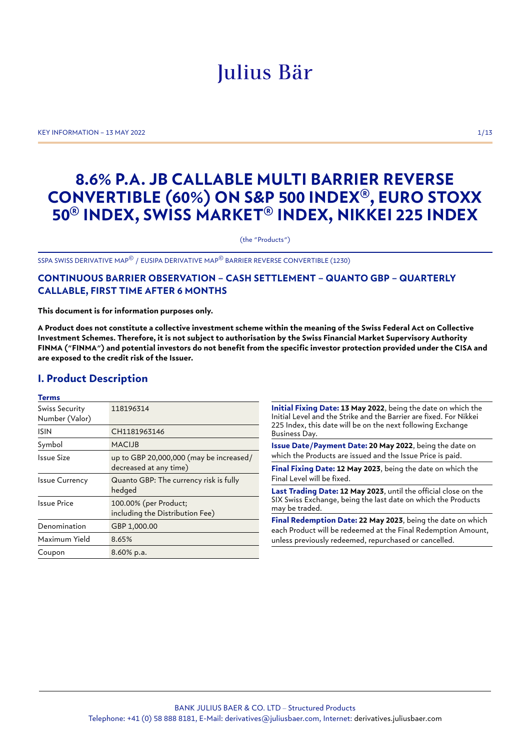# 8.6% P.A. JB CALLABLE MULTI BARRIER REVERSE CONVERTIBLE (60%) ON S&P 500 INDEX®, EURO STOXX 50® INDEX, SWISS MARKET® INDEX, NIKKEI 225 INDEX

(the "Products")

SSPA SWISS DERIVATIVE MAP© / EUSIPA DERIVATIVE MAP© BARRIER REVERSE CONVERTIBLE (1230)

## CONTINUOUS BARRIER OBSERVATION – CASH SETTLEMENT – QUANTO GBP – QUARTERLY CALLABLE, FIRST TIME AFTER 6 MONTHS

**This document is for information purposes only.**

**A Product does not constitute a collective investment scheme within the meaning of the Swiss Federal Act on Collective Investment Schemes. Therefore, it is not subject to authorisation by the Swiss Financial Market Supervisory Authority FINMA ("FINMA") and potential investors do not benefit from the specific investor protection provided under the CISA and are exposed to the credit risk of the Issuer.**

## I. Product Description

### Terms

| | |
|---|---|
| Swiss Security Number (Valor) | 118196314 |
| ISIN | CH1181963146 |
| Symbol | MACIJB |
| Issue Size | up to GBP 20,000,000 (may be increased/ decreased at any time) |
| Issue Currency | Quanto GBP: The currency risk is fully hedged |
| Issue Price | 100.00% (per Product; including the Distribution Fee) |
| Denomination | GBP 1,000.00 |
| Maximum Yield | 8.65% |
| Coupon | 8.60% p.a. |

**Initial Fixing Date: 13 May 2022**, being the date on which the Initial Level and the Strike and the Barrier are fixed. For Nikkei 225 Index, this date will be on the next following Exchange Business Day.

**Issue Date/Payment Date: 20 May 2022**, being the date on which the Products are issued and the Issue Price is paid.

**Final Fixing Date: 12 May 2023**, being the date on which the Final Level will be fixed.

**Last Trading Date: 12 May 2023**, until the official close on the SIX Swiss Exchange, being the last date on which the Products may be traded.

**Final Redemption Date: 22 May 2023**, being the date on which each Product will be redeemed at the Final Redemption Amount, unless previously redeemed, repurchased or cancelled.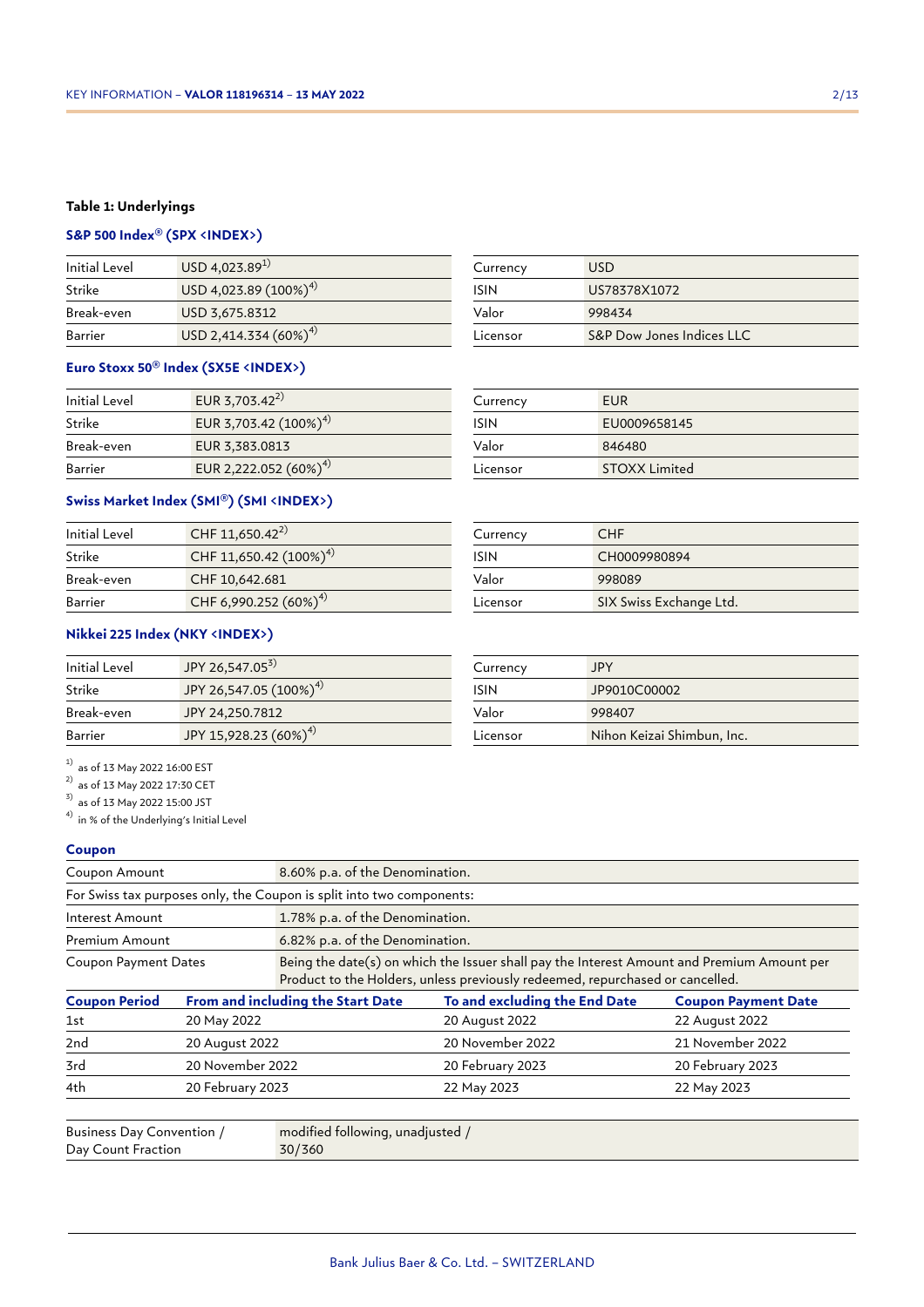**Table 1: Underlyings**

### S&P 500 Index® (SPX <INDEX>)

| | |
|---|---|
| Initial Level | USD 4,023.89[1] |
| Strike | USD 4,023.89 (100%)[4] |
| Break-even | USD 3,675.8312 |
| Barrier | USD 2,414.334 (60%)[4] |

| | |
|---|---|
| Currency | USD |
| ISIN | US78378X1072 |
| Valor | 998434 |
| Licensor | S&P Dow Jones Indices LLC |

### Euro Stoxx 50® Index (SX5E <INDEX>)

| | |
|---|---|
| Initial Level | EUR 3,703.42[2] |
| Strike | EUR 3,703.42 (100%)[4] |
| Break-even | EUR 3,383.0813 |
| Barrier | EUR 2,222.052 (60%)[4] |

| | |
|---|---|
| Currency | EUR |
| ISIN | EU0009658145 |
| Valor | 846480 |
| Licensor | STOXX Limited |

### Swiss Market Index (SMI®) (SMI <INDEX>)

| | |
|---|---|
| Initial Level | CHF 11,650.42[2] |
| Strike | CHF 11,650.42 (100%)[4] |
| Break-even | CHF 10,642.681 |
| Barrier | CHF 6,990.252 (60%)[4] |

| | |
|---|---|
| Currency | CHF |
| ISIN | CH0009980894 |
| Valor | 998089 |
| Licensor | SIX Swiss Exchange Ltd. |

### Nikkei 225 Index (NKY <INDEX>)

| | |
|---|---|
| Initial Level | JPY 26,547.05[3] |
| Strike | JPY 26,547.05 (100%)[4] |
| Break-even | JPY 24,250.7812 |
| Barrier | JPY 15,928.23 (60%)[4] |

| | |
|---|---|
| Currency | JPY |
| ISIN | JP9010C00002 |
| Valor | 998407 |
| Licensor | Nihon Keizai Shimbun, Inc. |

[1] as of 13 May 2022 16:00 EST
[2] as of 13 May 2022 17:30 CET
[3] as of 13 May 2022 15:00 JST
[4] in % of the Underlying's Initial Level

### Coupon

| | |
|---|---|
| Coupon Amount | 8.60% p.a. of the Denomination. |
| For Swiss tax purposes only, the Coupon is split into two components: | |
| Interest Amount | 1.78% p.a. of the Denomination. |
| Premium Amount | 6.82% p.a. of the Denomination. |
| Coupon Payment Dates | Being the date(s) on which the Issuer shall pay the Interest Amount and Premium Amount per Product to the Holders, unless previously redeemed, repurchased or cancelled. |

| Coupon Period | From and including the Start Date | To and excluding the End Date | Coupon Payment Date |
|---|---|---|---|
| 1st | 20 May 2022 | 20 August 2022 | 22 August 2022 |
| 2nd | 20 August 2022 | 20 November 2022 | 21 November 2022 |
| 3rd | 20 November 2022 | 20 February 2023 | 20 February 2023 |
| 4th | 20 February 2023 | 22 May 2023 | 22 May 2023 |

| | |
|---|---|
| Business Day Convention / Day Count Fraction | modified following, unadjusted / 30/360 |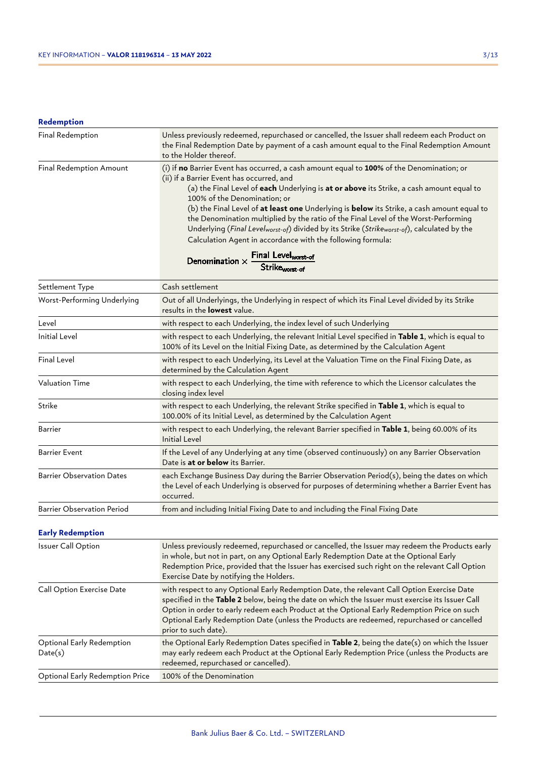### Redemption

| | |
|---|---|
| Final Redemption | Unless previously redeemed, repurchased or cancelled, the Issuer shall redeem each Product on the Final Redemption Date by payment of a cash amount equal to the Final Redemption Amount to the Holder thereof. |
| Final Redemption Amount | (i) if **no** Barrier Event has occurred, a cash amount equal to **100%** of the Denomination; or<br>(ii) if a Barrier Event has occurred, and<br>(a) the Final Level of **each** Underlying is **at or above** its Strike, a cash amount equal to 100% of the Denomination; or<br>(b) the Final Level of **at least one** Underlying is **below** its Strike, a cash amount equal to the Denomination multiplied by the ratio of the Final Level of the Worst-Performing Underlying (*Final Level$_{worst\text{-}of}$*) divided by its Strike (*Strike$_{worst\text{-}of}$*), calculated by the Calculation Agent in accordance with the following formula:<br>$\text{Denomination} \times \frac{\text{Final Level}_{\text{worst-of}}}{\text{Strike}_{\text{worst-of}}}$ |
| Settlement Type | Cash settlement |
| Worst-Performing Underlying | Out of all Underlyings, the Underlying in respect of which its Final Level divided by its Strike results in the **lowest** value. |
| Level | with respect to each Underlying, the index level of such Underlying |
| Initial Level | with respect to each Underlying, the relevant Initial Level specified in **Table 1**, which is equal to 100% of its Level on the Initial Fixing Date, as determined by the Calculation Agent |
| Final Level | with respect to each Underlying, its Level at the Valuation Time on the Final Fixing Date, as determined by the Calculation Agent |
| Valuation Time | with respect to each Underlying, the time with reference to which the Licensor calculates the closing index level |
| Strike | with respect to each Underlying, the relevant Strike specified in **Table 1**, which is equal to 100.00% of its Initial Level, as determined by the Calculation Agent |
| Barrier | with respect to each Underlying, the relevant Barrier specified in **Table 1**, being 60.00% of its Initial Level |
| Barrier Event | If the Level of any Underlying at any time (observed continuously) on any Barrier Observation Date is **at or below** its Barrier. |
| Barrier Observation Dates | each Exchange Business Day during the Barrier Observation Period(s), being the dates on which the Level of each Underlying is observed for purposes of determining whether a Barrier Event has occurred. |
| Barrier Observation Period | from and including Initial Fixing Date to and including the Final Fixing Date |

### Early Redemption

| | |
|---|---|
| Issuer Call Option | Unless previously redeemed, repurchased or cancelled, the Issuer may redeem the Products early in whole, but not in part, on any Optional Early Redemption Date at the Optional Early Redemption Price, provided that the Issuer has exercised such right on the relevant Call Option Exercise Date by notifying the Holders. |
| Call Option Exercise Date | with respect to any Optional Early Redemption Date, the relevant Call Option Exercise Date specified in the **Table 2** below, being the date on which the Issuer must exercise its Issuer Call Option in order to early redeem each Product at the Optional Early Redemption Price on such Optional Early Redemption Date (unless the Products are redeemed, repurchased or cancelled prior to such date). |
| Optional Early Redemption Date(s) | the Optional Early Redemption Dates specified in **Table 2**, being the date(s) on which the Issuer may early redeem each Product at the Optional Early Redemption Price (unless the Products are redeemed, repurchased or cancelled). |
| Optional Early Redemption Price | 100% of the Denomination |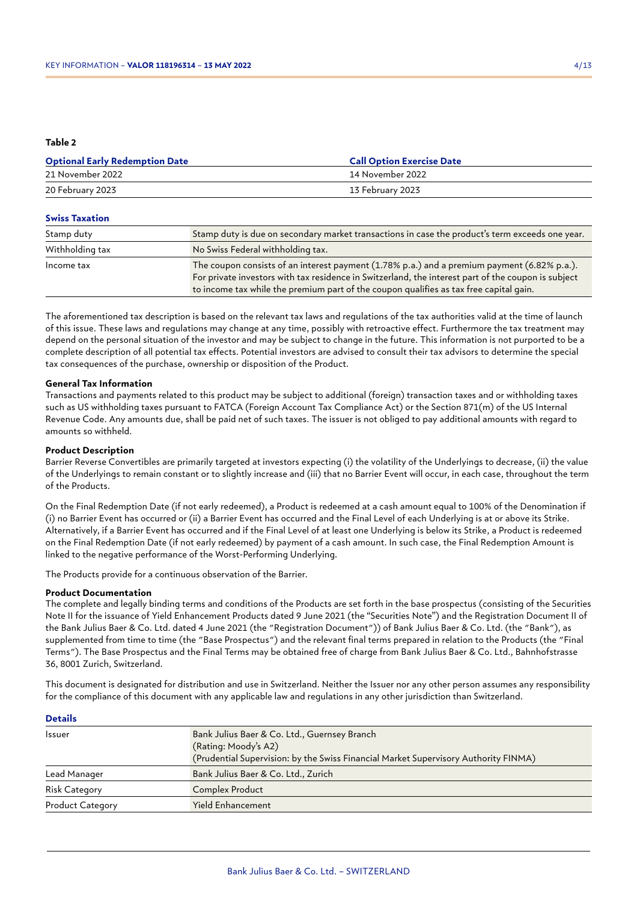**Table 2**

| Optional Early Redemption Date | Call Option Exercise Date |
| --- | --- |
| 21 November 2022 | 14 November 2022 |
| 20 February 2023 | 13 February 2023 |

**Swiss Taxation**

| | |
| --- | --- |
| Stamp duty | Stamp duty is due on secondary market transactions in case the product's term exceeds one year. |
| Withholding tax | No Swiss Federal withholding tax. |
| Income tax | The coupon consists of an interest payment (1.78% p.a.) and a premium payment (6.82% p.a.). For private investors with tax residence in Switzerland, the interest part of the coupon is subject to income tax while the premium part of the coupon qualifies as tax free capital gain. |

The aforementioned tax description is based on the relevant tax laws and regulations of the tax authorities valid at the time of launch of this issue. These laws and regulations may change at any time, possibly with retroactive effect. Furthermore the tax treatment may depend on the personal situation of the investor and may be subject to change in the future. This information is not purported to be a complete description of all potential tax effects. Potential investors are advised to consult their tax advisors to determine the special tax consequences of the purchase, ownership or disposition of the Product.

**General Tax Information**

Transactions and payments related to this product may be subject to additional (foreign) transaction taxes and or withholding taxes such as US withholding taxes pursuant to FATCA (Foreign Account Tax Compliance Act) or the Section 871(m) of the US Internal Revenue Code. Any amounts due, shall be paid net of such taxes. The issuer is not obliged to pay additional amounts with regard to amounts so withheld.

**Product Description**

Barrier Reverse Convertibles are primarily targeted at investors expecting (i) the volatility of the Underlyings to decrease, (ii) the value of the Underlyings to remain constant or to slightly increase and (iii) that no Barrier Event will occur, in each case, throughout the term of the Products.

On the Final Redemption Date (if not early redeemed), a Product is redeemed at a cash amount equal to 100% of the Denomination if (i) no Barrier Event has occurred or (ii) a Barrier Event has occurred and the Final Level of each Underlying is at or above its Strike. Alternatively, if a Barrier Event has occurred and if the Final Level of at least one Underlying is below its Strike, a Product is redeemed on the Final Redemption Date (if not early redeemed) by payment of a cash amount. In such case, the Final Redemption Amount is linked to the negative performance of the Worst-Performing Underlying.

The Products provide for a continuous observation of the Barrier.

**Product Documentation**

The complete and legally binding terms and conditions of the Products are set forth in the base prospectus (consisting of the Securities Note II for the issuance of Yield Enhancement Products dated 9 June 2021 (the "Securities Note") and the Registration Document II of the Bank Julius Baer & Co. Ltd. dated 4 June 2021 (the "Registration Document")) of Bank Julius Baer & Co. Ltd. (the "Bank"), as supplemented from time to time (the "Base Prospectus") and the relevant final terms prepared in relation to the Products (the "Final Terms"). The Base Prospectus and the Final Terms may be obtained free of charge from Bank Julius Baer & Co. Ltd., Bahnhofstrasse 36, 8001 Zurich, Switzerland.

This document is designated for distribution and use in Switzerland. Neither the Issuer nor any other person assumes any responsibility for the compliance of this document with any applicable law and regulations in any other jurisdiction than Switzerland.

**Details**

| | |
| --- | --- |
| Issuer | Bank Julius Baer & Co. Ltd., Guernsey Branch<br>(Rating: Moody's A2)<br>(Prudential Supervision: by the Swiss Financial Market Supervisory Authority FINMA) |
| Lead Manager | Bank Julius Baer & Co. Ltd., Zurich |
| Risk Category | Complex Product |
| Product Category | Yield Enhancement |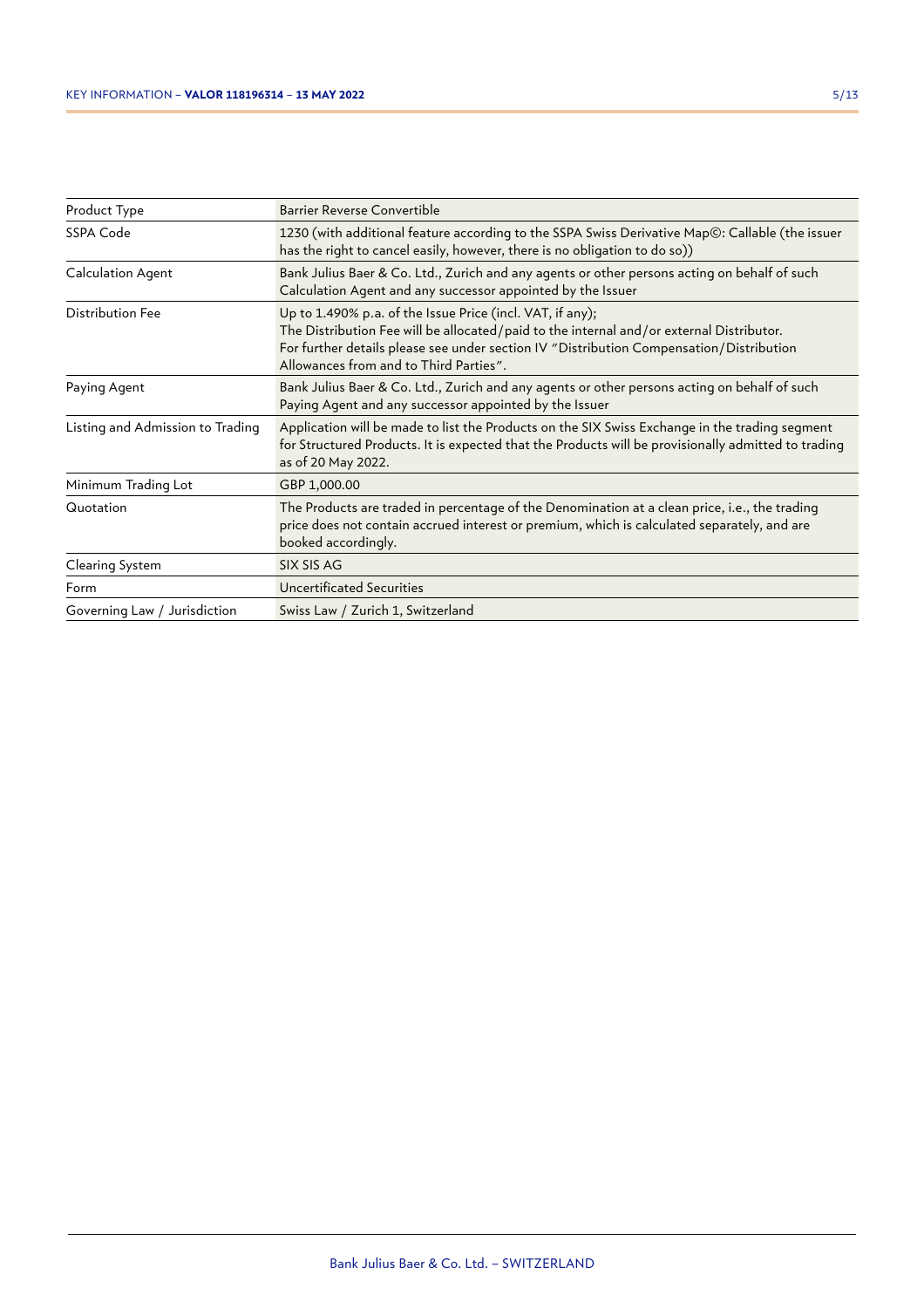| | |
|---|---|
| Product Type | Barrier Reverse Convertible |
| SSPA Code | 1230 (with additional feature according to the SSPA Swiss Derivative Map©: Callable (the issuer has the right to cancel easily, however, there is no obligation to do so)) |
| Calculation Agent | Bank Julius Baer & Co. Ltd., Zurich and any agents or other persons acting on behalf of such Calculation Agent and any successor appointed by the Issuer |
| Distribution Fee | Up to 1.490% p.a. of the Issue Price (incl. VAT, if any);<br>The Distribution Fee will be allocated/paid to the internal and/or external Distributor.<br>For further details please see under section IV "Distribution Compensation/Distribution Allowances from and to Third Parties". |
| Paying Agent | Bank Julius Baer & Co. Ltd., Zurich and any agents or other persons acting on behalf of such Paying Agent and any successor appointed by the Issuer |
| Listing and Admission to Trading | Application will be made to list the Products on the SIX Swiss Exchange in the trading segment for Structured Products. It is expected that the Products will be provisionally admitted to trading as of 20 May 2022. |
| Minimum Trading Lot | GBP 1,000.00 |
| Quotation | The Products are traded in percentage of the Denomination at a clean price, i.e., the trading price does not contain accrued interest or premium, which is calculated separately, and are booked accordingly. |
| Clearing System | SIX SIS AG |
| Form | Uncertificated Securities |
| Governing Law / Jurisdiction | Swiss Law / Zurich 1, Switzerland |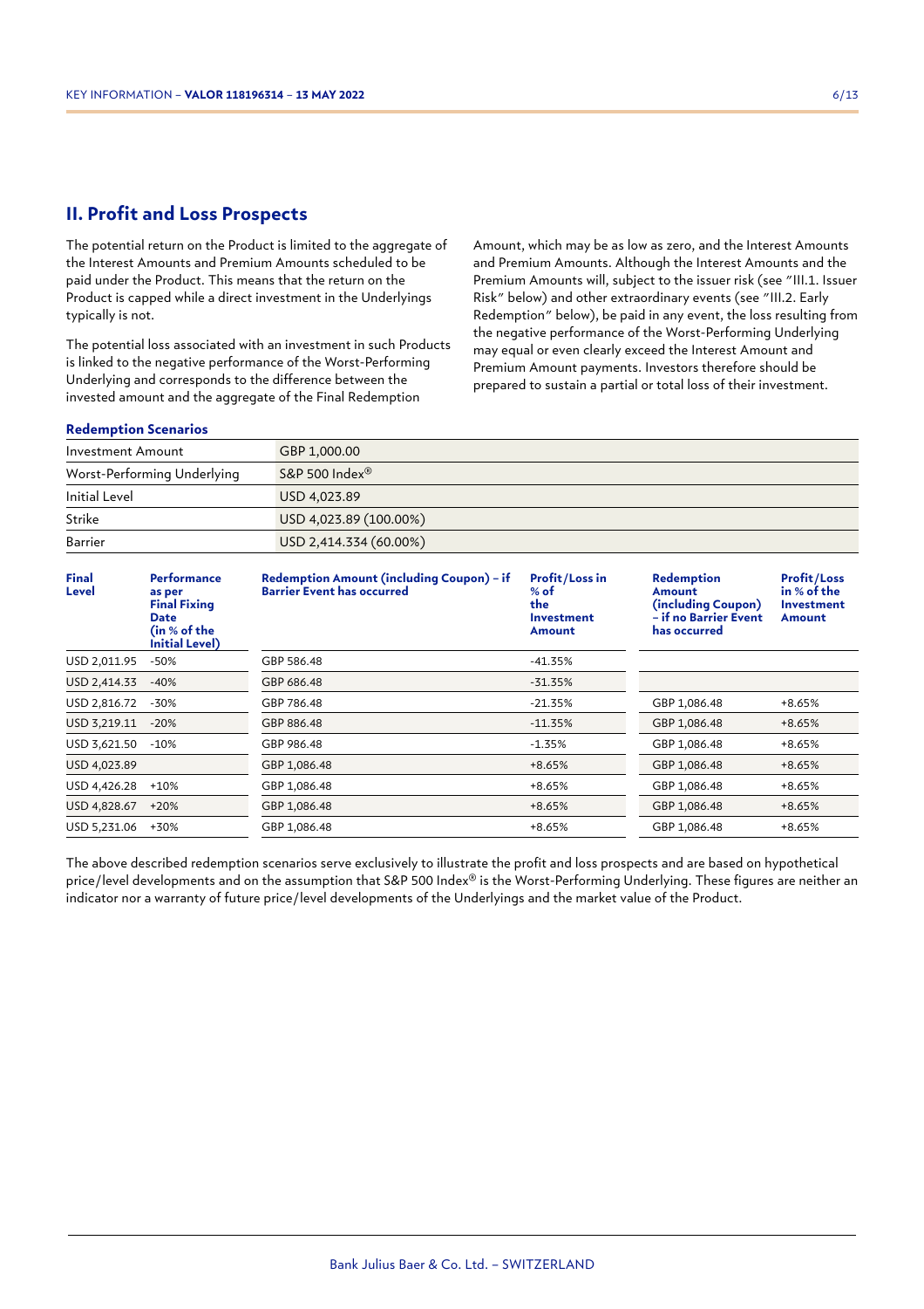## II. Profit and Loss Prospects

The potential return on the Product is limited to the aggregate of the Interest Amounts and Premium Amounts scheduled to be paid under the Product. This means that the return on the Product is capped while a direct investment in the Underlyings typically is not.

The potential loss associated with an investment in such Products is linked to the negative performance of the Worst-Performing Underlying and corresponds to the difference between the invested amount and the aggregate of the Final Redemption Amount, which may be as low as zero, and the Interest Amounts and Premium Amounts. Although the Interest Amounts and the Premium Amounts will, subject to the issuer risk (see "III.1. Issuer Risk" below) and other extraordinary events (see "III.2. Early Redemption" below), be paid in any event, the loss resulting from the negative performance of the Worst-Performing Underlying may equal or even clearly exceed the Interest Amount and Premium Amount payments. Investors therefore should be prepared to sustain a partial or total loss of their investment.

### Redemption Scenarios

| | |
|---|---|
| Investment Amount | GBP 1,000.00 |
| Worst-Performing Underlying | S&P 500 Index® |
| Initial Level | USD 4,023.89 |
| Strike | USD 4,023.89 (100.00%) |
| Barrier | USD 2,414.334 (60.00%) |

| Final Level | Performance as per Final Fixing Date (in % of the Initial Level) | Redemption Amount (including Coupon) – if Barrier Event has occurred | Profit/Loss in % of the Investment Amount | Redemption Amount (including Coupon) – if no Barrier Event has occurred | Profit/Loss in % of the Investment Amount |
|---|---|---|---|---|---|
| USD 2,011.95 | -50% | GBP 586.48 | -41.35% | | |
| USD 2,414.33 | -40% | GBP 686.48 | -31.35% | | |
| USD 2,816.72 | -30% | GBP 786.48 | -21.35% | GBP 1,086.48 | +8.65% |
| USD 3,219.11 | -20% | GBP 886.48 | -11.35% | GBP 1,086.48 | +8.65% |
| USD 3,621.50 | -10% | GBP 986.48 | -1.35% | GBP 1,086.48 | +8.65% |
| USD 4,023.89 | | GBP 1,086.48 | +8.65% | GBP 1,086.48 | +8.65% |
| USD 4,426.28 | +10% | GBP 1,086.48 | +8.65% | GBP 1,086.48 | +8.65% |
| USD 4,828.67 | +20% | GBP 1,086.48 | +8.65% | GBP 1,086.48 | +8.65% |
| USD 5,231.06 | +30% | GBP 1,086.48 | +8.65% | GBP 1,086.48 | +8.65% |

The above described redemption scenarios serve exclusively to illustrate the profit and loss prospects and are based on hypothetical price/level developments and on the assumption that S&P 500 Index® is the Worst-Performing Underlying. These figures are neither an indicator nor a warranty of future price/level developments of the Underlyings and the market value of the Product.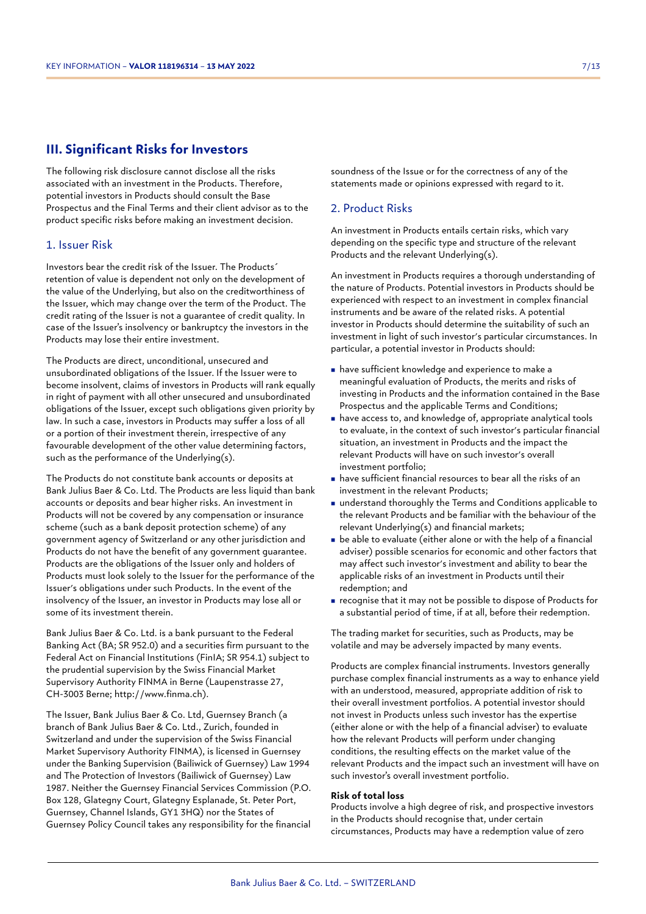## III. Significant Risks for Investors

The following risk disclosure cannot disclose all the risks associated with an investment in the Products. Therefore, potential investors in Products should consult the Base Prospectus and the Final Terms and their client advisor as to the product specific risks before making an investment decision.

### 1. Issuer Risk

Investors bear the credit risk of the Issuer. The Products´ retention of value is dependent not only on the development of the value of the Underlying, but also on the creditworthiness of the Issuer, which may change over the term of the Product. The credit rating of the Issuer is not a guarantee of credit quality. In case of the Issuer's insolvency or bankruptcy the investors in the Products may lose their entire investment.

The Products are direct, unconditional, unsecured and unsubordinated obligations of the Issuer. If the Issuer were to become insolvent, claims of investors in Products will rank equally in right of payment with all other unsecured and unsubordinated obligations of the Issuer, except such obligations given priority by law. In such a case, investors in Products may suffer a loss of all or a portion of their investment therein, irrespective of any favourable development of the other value determining factors, such as the performance of the Underlying(s).

The Products do not constitute bank accounts or deposits at Bank Julius Baer & Co. Ltd. The Products are less liquid than bank accounts or deposits and bear higher risks. An investment in Products will not be covered by any compensation or insurance scheme (such as a bank deposit protection scheme) of any government agency of Switzerland or any other jurisdiction and Products do not have the benefit of any government guarantee. Products are the obligations of the Issuer only and holders of Products must look solely to the Issuer for the performance of the Issuer's obligations under such Products. In the event of the insolvency of the Issuer, an investor in Products may lose all or some of its investment therein.

Bank Julius Baer & Co. Ltd. is a bank pursuant to the Federal Banking Act (BA; SR 952.0) and a securities firm pursuant to the Federal Act on Financial Institutions (FinIA; SR 954.1) subject to the prudential supervision by the Swiss Financial Market Supervisory Authority FINMA in Berne (Laupenstrasse 27, CH-3003 Berne; http://www.finma.ch).

The Issuer, Bank Julius Baer & Co. Ltd, Guernsey Branch (a branch of Bank Julius Baer & Co. Ltd., Zurich, founded in Switzerland and under the supervision of the Swiss Financial Market Supervisory Authority FINMA), is licensed in Guernsey under the Banking Supervision (Bailiwick of Guernsey) Law 1994 and The Protection of Investors (Bailiwick of Guernsey) Law 1987. Neither the Guernsey Financial Services Commission (P.O. Box 128, Glategny Court, Glategny Esplanade, St. Peter Port, Guernsey, Channel Islands, GY1 3HQ) nor the States of Guernsey Policy Council takes any responsibility for the financial soundness of the Issue or for the correctness of any of the statements made or opinions expressed with regard to it.

### 2. Product Risks

An investment in Products entails certain risks, which vary depending on the specific type and structure of the relevant Products and the relevant Underlying(s).

An investment in Products requires a thorough understanding of the nature of Products. Potential investors in Products should be experienced with respect to an investment in complex financial instruments and be aware of the related risks. A potential investor in Products should determine the suitability of such an investment in light of such investor's particular circumstances. In particular, a potential investor in Products should:

- have sufficient knowledge and experience to make a meaningful evaluation of Products, the merits and risks of investing in Products and the information contained in the Base Prospectus and the applicable Terms and Conditions;
- have access to, and knowledge of, appropriate analytical tools to evaluate, in the context of such investor's particular financial situation, an investment in Products and the impact the relevant Products will have on such investor's overall investment portfolio;
- have sufficient financial resources to bear all the risks of an investment in the relevant Products;
- understand thoroughly the Terms and Conditions applicable to the relevant Products and be familiar with the behaviour of the relevant Underlying(s) and financial markets;
- be able to evaluate (either alone or with the help of a financial adviser) possible scenarios for economic and other factors that may affect such investor's investment and ability to bear the applicable risks of an investment in Products until their redemption; and
- recognise that it may not be possible to dispose of Products for a substantial period of time, if at all, before their redemption.

The trading market for securities, such as Products, may be volatile and may be adversely impacted by many events.

Products are complex financial instruments. Investors generally purchase complex financial instruments as a way to enhance yield with an understood, measured, appropriate addition of risk to their overall investment portfolios. A potential investor should not invest in Products unless such investor has the expertise (either alone or with the help of a financial adviser) to evaluate how the relevant Products will perform under changing conditions, the resulting effects on the market value of the relevant Products and the impact such an investment will have on such investor's overall investment portfolio.

**Risk of total loss**

Products involve a high degree of risk, and prospective investors in the Products should recognise that, under certain circumstances, Products may have a redemption value of zero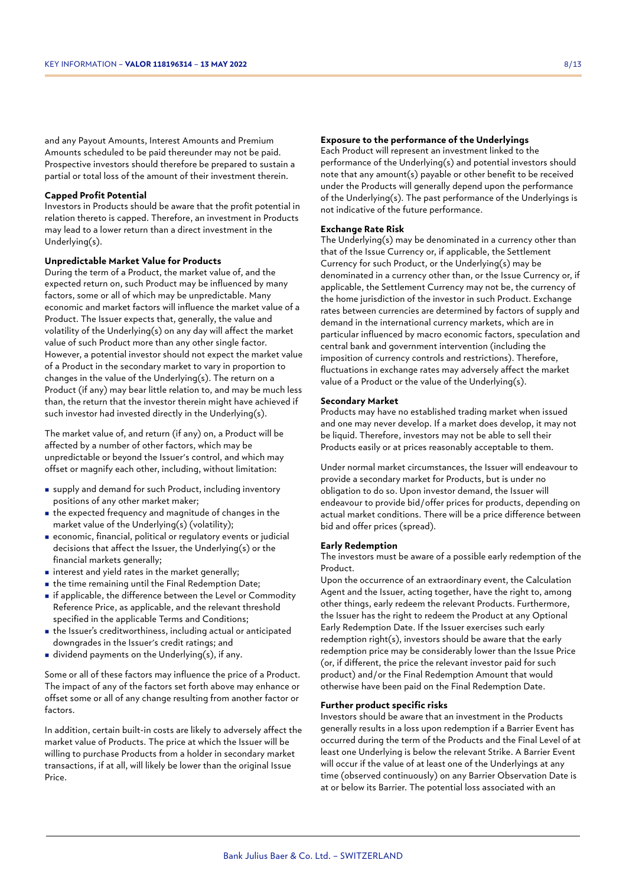and any Payout Amounts, Interest Amounts and Premium Amounts scheduled to be paid thereunder may not be paid. Prospective investors should therefore be prepared to sustain a partial or total loss of the amount of their investment therein.

**Capped Profit Potential**

Investors in Products should be aware that the profit potential in relation thereto is capped. Therefore, an investment in Products may lead to a lower return than a direct investment in the Underlying(s).

**Unpredictable Market Value for Products**

During the term of a Product, the market value of, and the expected return on, such Product may be influenced by many factors, some or all of which may be unpredictable. Many economic and market factors will influence the market value of a Product. The Issuer expects that, generally, the value and volatility of the Underlying(s) on any day will affect the market value of such Product more than any other single factor. However, a potential investor should not expect the market value of a Product in the secondary market to vary in proportion to changes in the value of the Underlying(s). The return on a Product (if any) may bear little relation to, and may be much less than, the return that the investor therein might have achieved if such investor had invested directly in the Underlying(s).

The market value of, and return (if any) on, a Product will be affected by a number of other factors, which may be unpredictable or beyond the Issuer's control, and which may offset or magnify each other, including, without limitation:

- supply and demand for such Product, including inventory positions of any other market maker;
- the expected frequency and magnitude of changes in the market value of the Underlying(s) (volatility);
- economic, financial, political or regulatory events or judicial decisions that affect the Issuer, the Underlying(s) or the financial markets generally;
- interest and yield rates in the market generally;
- the time remaining until the Final Redemption Date;
- if applicable, the difference between the Level or Commodity Reference Price, as applicable, and the relevant threshold specified in the applicable Terms and Conditions;
- the Issuer's creditworthiness, including actual or anticipated downgrades in the Issuer's credit ratings; and
- dividend payments on the Underlying(s), if any.

Some or all of these factors may influence the price of a Product. The impact of any of the factors set forth above may enhance or offset some or all of any change resulting from another factor or factors.

In addition, certain built-in costs are likely to adversely affect the market value of Products. The price at which the Issuer will be willing to purchase Products from a holder in secondary market transactions, if at all, will likely be lower than the original Issue Price.

**Exposure to the performance of the Underlyings**

Each Product will represent an investment linked to the performance of the Underlying(s) and potential investors should note that any amount(s) payable or other benefit to be received under the Products will generally depend upon the performance of the Underlying(s). The past performance of the Underlyings is not indicative of the future performance.

**Exchange Rate Risk**

The Underlying(s) may be denominated in a currency other than that of the Issue Currency or, if applicable, the Settlement Currency for such Product, or the Underlying(s) may be denominated in a currency other than, or the Issue Currency or, if applicable, the Settlement Currency may not be, the currency of the home jurisdiction of the investor in such Product. Exchange rates between currencies are determined by factors of supply and demand in the international currency markets, which are in particular influenced by macro economic factors, speculation and central bank and government intervention (including the imposition of currency controls and restrictions). Therefore, fluctuations in exchange rates may adversely affect the market value of a Product or the value of the Underlying(s).

**Secondary Market**

Products may have no established trading market when issued and one may never develop. If a market does develop, it may not be liquid. Therefore, investors may not be able to sell their Products easily or at prices reasonably acceptable to them.

Under normal market circumstances, the Issuer will endeavour to provide a secondary market for Products, but is under no obligation to do so. Upon investor demand, the Issuer will endeavour to provide bid/offer prices for products, depending on actual market conditions. There will be a price difference between bid and offer prices (spread).

**Early Redemption**

The investors must be aware of a possible early redemption of the Product.

Upon the occurrence of an extraordinary event, the Calculation Agent and the Issuer, acting together, have the right to, among other things, early redeem the relevant Products. Furthermore, the Issuer has the right to redeem the Product at any Optional Early Redemption Date. If the Issuer exercises such early redemption right(s), investors should be aware that the early redemption price may be considerably lower than the Issue Price (or, if different, the price the relevant investor paid for such product) and/or the Final Redemption Amount that would otherwise have been paid on the Final Redemption Date.

**Further product specific risks**

Investors should be aware that an investment in the Products generally results in a loss upon redemption if a Barrier Event has occurred during the term of the Products and the Final Level of at least one Underlying is below the relevant Strike. A Barrier Event will occur if the value of at least one of the Underlyings at any time (observed continuously) on any Barrier Observation Date is at or below its Barrier. The potential loss associated with an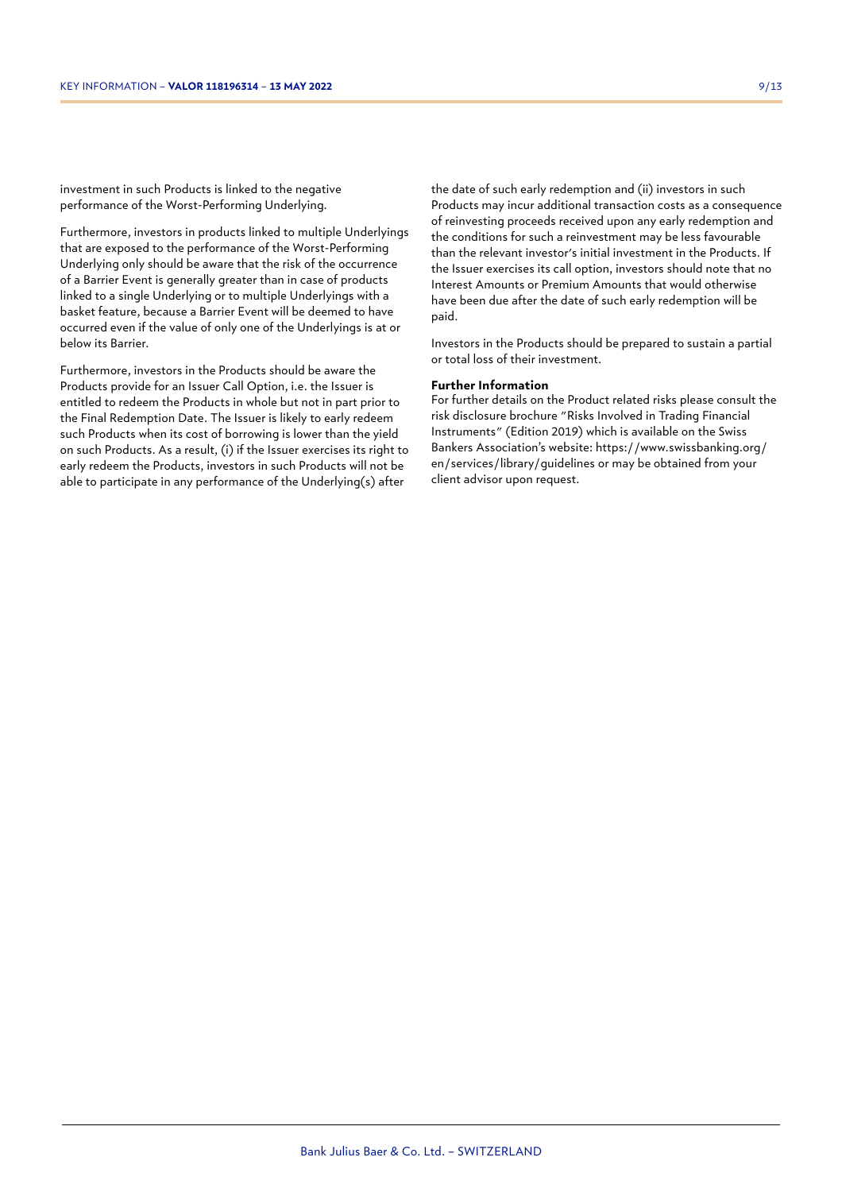investment in such Products is linked to the negative performance of the Worst-Performing Underlying.

Furthermore, investors in products linked to multiple Underlyings that are exposed to the performance of the Worst-Performing Underlying only should be aware that the risk of the occurrence of a Barrier Event is generally greater than in case of products linked to a single Underlying or to multiple Underlyings with a basket feature, because a Barrier Event will be deemed to have occurred even if the value of only one of the Underlyings is at or below its Barrier.

Furthermore, investors in the Products should be aware the Products provide for an Issuer Call Option, i.e. the Issuer is entitled to redeem the Products in whole but not in part prior to the Final Redemption Date. The Issuer is likely to early redeem such Products when its cost of borrowing is lower than the yield on such Products. As a result, (i) if the Issuer exercises its right to early redeem the Products, investors in such Products will not be able to participate in any performance of the Underlying(s) after the date of such early redemption and (ii) investors in such Products may incur additional transaction costs as a consequence of reinvesting proceeds received upon any early redemption and the conditions for such a reinvestment may be less favourable than the relevant investor's initial investment in the Products. If the Issuer exercises its call option, investors should note that no Interest Amounts or Premium Amounts that would otherwise have been due after the date of such early redemption will be paid.

Investors in the Products should be prepared to sustain a partial or total loss of their investment.

**Further Information**

For further details on the Product related risks please consult the risk disclosure brochure "Risks Involved in Trading Financial Instruments" (Edition 2019) which is available on the Swiss Bankers Association's website: https://www.swissbanking.org/en/services/library/guidelines or may be obtained from your client advisor upon request.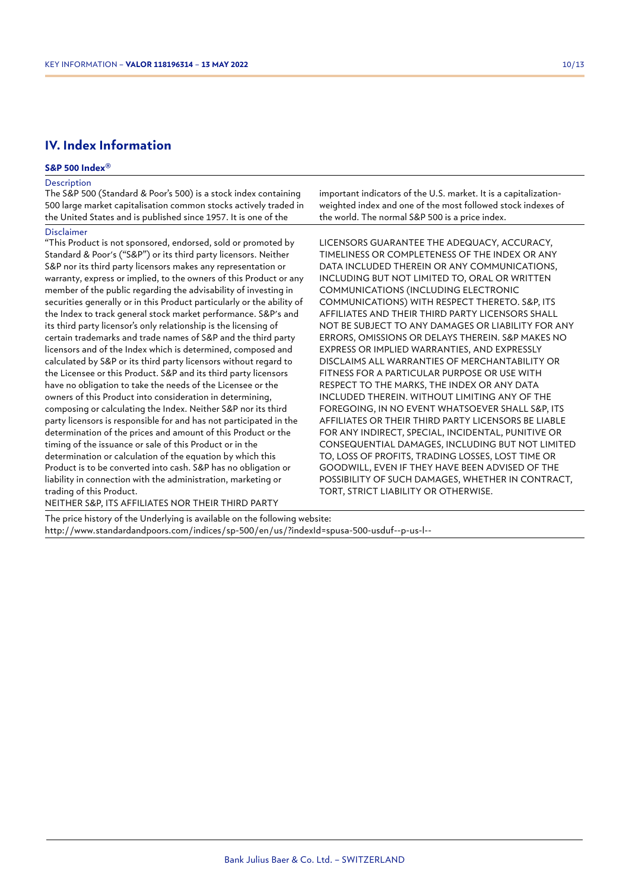## IV. Index Information

### S&P 500 Index®

Description

The S&P 500 (Standard & Poor's 500) is a stock index containing 500 large market capitalisation common stocks actively traded in the United States and is published since 1957. It is one of the important indicators of the U.S. market. It is a capitalization-weighted index and one of the most followed stock indexes of the world. The normal S&P 500 is a price index.

Disclaimer

"This Product is not sponsored, endorsed, sold or promoted by Standard & Poor's ("S&P") or its third party licensors. Neither S&P nor its third party licensors makes any representation or warranty, express or implied, to the owners of this Product or any member of the public regarding the advisability of investing in securities generally or in this Product particularly or the ability of the Index to track general stock market performance. S&P's and its third party licensor's only relationship is the licensing of certain trademarks and trade names of S&P and the third party licensors and of the Index which is determined, composed and calculated by S&P or its third party licensors without regard to the Licensee or this Product. S&P and its third party licensors have no obligation to take the needs of the Licensee or the owners of this Product into consideration in determining, composing or calculating the Index. Neither S&P nor its third party licensors is responsible for and has not participated in the determination of the prices and amount of this Product or the timing of the issuance or sale of this Product or in the determination or calculation of the equation by which this Product is to be converted into cash. S&P has no obligation or liability in connection with the administration, marketing or trading of this Product.

NEITHER S&P, ITS AFFILIATES NOR THEIR THIRD PARTY LICENSORS GUARANTEE THE ADEQUACY, ACCURACY, TIMELINESS OR COMPLETENESS OF THE INDEX OR ANY DATA INCLUDED THEREIN OR ANY COMMUNICATIONS, INCLUDING BUT NOT LIMITED TO, ORAL OR WRITTEN COMMUNICATIONS (INCLUDING ELECTRONIC COMMUNICATIONS) WITH RESPECT THERETO. S&P, ITS AFFILIATES AND THEIR THIRD PARTY LICENSORS SHALL NOT BE SUBJECT TO ANY DAMAGES OR LIABILITY FOR ANY ERRORS, OMISSIONS OR DELAYS THEREIN. S&P MAKES NO EXPRESS OR IMPLIED WARRANTIES, AND EXPRESSLY DISCLAIMS ALL WARRANTIES OF MERCHANTABILITY OR FITNESS FOR A PARTICULAR PURPOSE OR USE WITH RESPECT TO THE MARKS, THE INDEX OR ANY DATA INCLUDED THEREIN. WITHOUT LIMITING ANY OF THE FOREGOING, IN NO EVENT WHATSOEVER SHALL S&P, ITS AFFILIATES OR THEIR THIRD PARTY LICENSORS BE LIABLE FOR ANY INDIRECT, SPECIAL, INCIDENTAL, PUNITIVE OR CONSEQUENTIAL DAMAGES, INCLUDING BUT NOT LIMITED TO, LOSS OF PROFITS, TRADING LOSSES, LOST TIME OR GOODWILL, EVEN IF THEY HAVE BEEN ADVISED OF THE POSSIBILITY OF SUCH DAMAGES, WHETHER IN CONTRACT, TORT, STRICT LIABILITY OR OTHERWISE.

The price history of the Underlying is available on the following website:
http://www.standardandpoors.com/indices/sp-500/en/us/?indexId=spusa-500-usduf--p-us-l--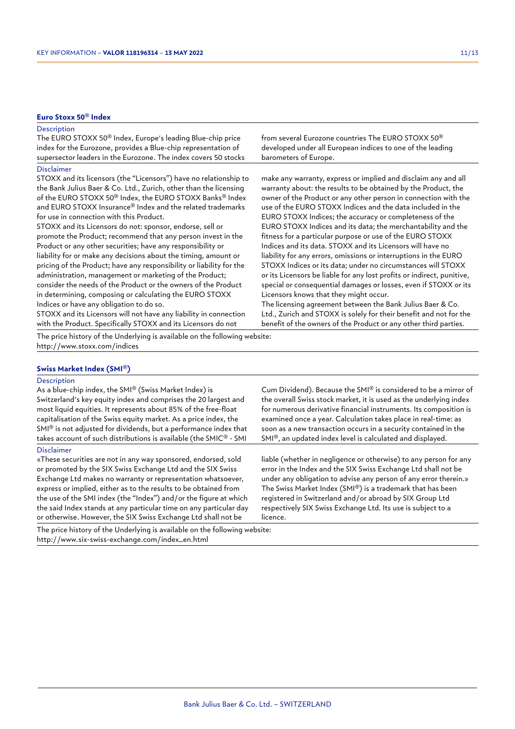### Euro Stoxx 50® Index

**Description**

The EURO STOXX 50® Index, Europe's leading Blue-chip price index for the Eurozone, provides a Blue-chip representation of supersector leaders in the Eurozone. The index covers 50 stocks from several Eurozone countries The EURO STOXX 50® developed under all European indices to one of the leading barometers of Europe.

**Disclaimer**

STOXX and its licensors (the "Licensors") have no relationship to the Bank Julius Baer & Co. Ltd., Zurich, other than the licensing of the EURO STOXX 50® Index, the EURO STOXX Banks® Index and EURO STOXX Insurance® Index and the related trademarks for use in connection with this Product.
STOXX and its Licensors do not: sponsor, endorse, sell or promote the Product; recommend that any person invest in the Product or any other securities; have any responsibility or liability for or make any decisions about the timing, amount or pricing of the Product; have any responsibility or liability for the administration, management or marketing of the Product; consider the needs of the Product or the owners of the Product in determining, composing or calculating the EURO STOXX Indices or have any obligation to do so.
STOXX and its Licensors will not have any liability in connection with the Product. Specifically STOXX and its Licensors do not make any warranty, express or implied and disclaim any and all warranty about: the results to be obtained by the Product, the owner of the Product or any other person in connection with the use of the EURO STOXX Indices and the data included in the EURO STOXX Indices; the accuracy or completeness of the EURO STOXX Indices and its data; the merchantability and the fitness for a particular purpose or use of the EURO STOXX Indices and its data. STOXX and its Licensors will have no liability for any errors, omissions or interruptions in the EURO STOXX Indices or its data; under no circumstances will STOXX or its Licensors be liable for any lost profits or indirect, punitive, special or consequential damages or losses, even if STOXX or its Licensors knows that they might occur.
The licensing agreement between the Bank Julius Baer & Co. Ltd., Zurich and STOXX is solely for their benefit and not for the benefit of the owners of the Product or any other third parties.

The price history of the Underlying is available on the following website:
http://www.stoxx.com/indices

### Swiss Market Index (SMI®)

**Description**

As a blue-chip index, the SMI® (Swiss Market Index) is Switzerland's key equity index and comprises the 20 largest and most liquid equities. It represents about 85% of the free-float capitalisation of the Swiss equity market. As a price index, the SMI® is not adjusted for dividends, but a performance index that takes account of such distributions is available (the SMIC® - SMI Cum Dividend). Because the SMI® is considered to be a mirror of the overall Swiss stock market, it is used as the underlying index for numerous derivative financial instruments. Its composition is examined once a year. Calculation takes place in real-time: as soon as a new transaction occurs in a security contained in the SMI®, an updated index level is calculated and displayed.

**Disclaimer**

«These securities are not in any way sponsored, endorsed, sold or promoted by the SIX Swiss Exchange Ltd and the SIX Swiss Exchange Ltd makes no warranty or representation whatsoever, express or implied, either as to the results to be obtained from the use of the SMI index (the "Index") and/or the figure at which the said Index stands at any particular time on any particular day or otherwise. However, the SIX Swiss Exchange Ltd shall not be liable (whether in negligence or otherwise) to any person for any error in the Index and the SIX Swiss Exchange Ltd shall not be under any obligation to advise any person of any error therein.»
The Swiss Market Index (SMI®) is a trademark that has been registered in Switzerland and/or abroad by SIX Group Ltd respectively SIX Swiss Exchange Ltd. Its use is subject to a licence.

The price history of the Underlying is available on the following website:
http://www.six-swiss-exchange.com/index_en.html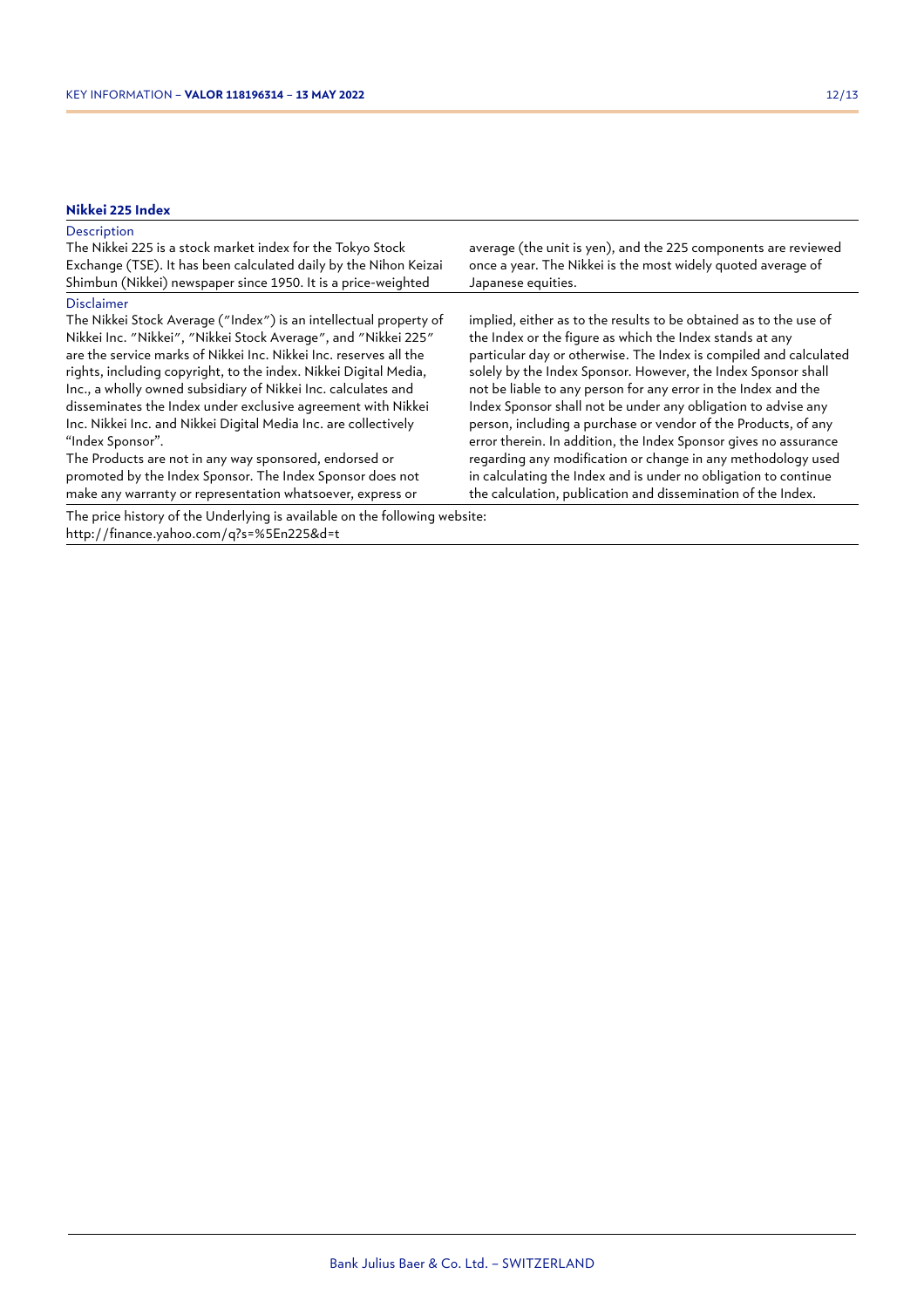### Nikkei 225 Index

**Description**

The Nikkei 225 is a stock market index for the Tokyo Stock Exchange (TSE). It has been calculated daily by the Nihon Keizai Shimbun (Nikkei) newspaper since 1950. It is a price-weighted average (the unit is yen), and the 225 components are reviewed once a year. The Nikkei is the most widely quoted average of Japanese equities.

**Disclaimer**

The Nikkei Stock Average ("Index") is an intellectual property of Nikkei Inc. "Nikkei", "Nikkei Stock Average", and "Nikkei 225" are the service marks of Nikkei Inc. Nikkei Inc. reserves all the rights, including copyright, to the index. Nikkei Digital Media, Inc., a wholly owned subsidiary of Nikkei Inc. calculates and disseminates the Index under exclusive agreement with Nikkei Inc. Nikkei Inc. and Nikkei Digital Media Inc. are collectively "Index Sponsor".

The Products are not in any way sponsored, endorsed or promoted by the Index Sponsor. The Index Sponsor does not make any warranty or representation whatsoever, express or implied, either as to the results to be obtained as to the use of the Index or the figure as which the Index stands at any particular day or otherwise. The Index is compiled and calculated solely by the Index Sponsor. However, the Index Sponsor shall not be liable to any person for any error in the Index and the Index Sponsor shall not be under any obligation to advise any person, including a purchase or vendor of the Products, of any error therein. In addition, the Index Sponsor gives no assurance regarding any modification or change in any methodology used in calculating the Index and is under no obligation to continue the calculation, publication and dissemination of the Index.

The price history of the Underlying is available on the following website:
http://finance.yahoo.com/q?s=%5En225&d=t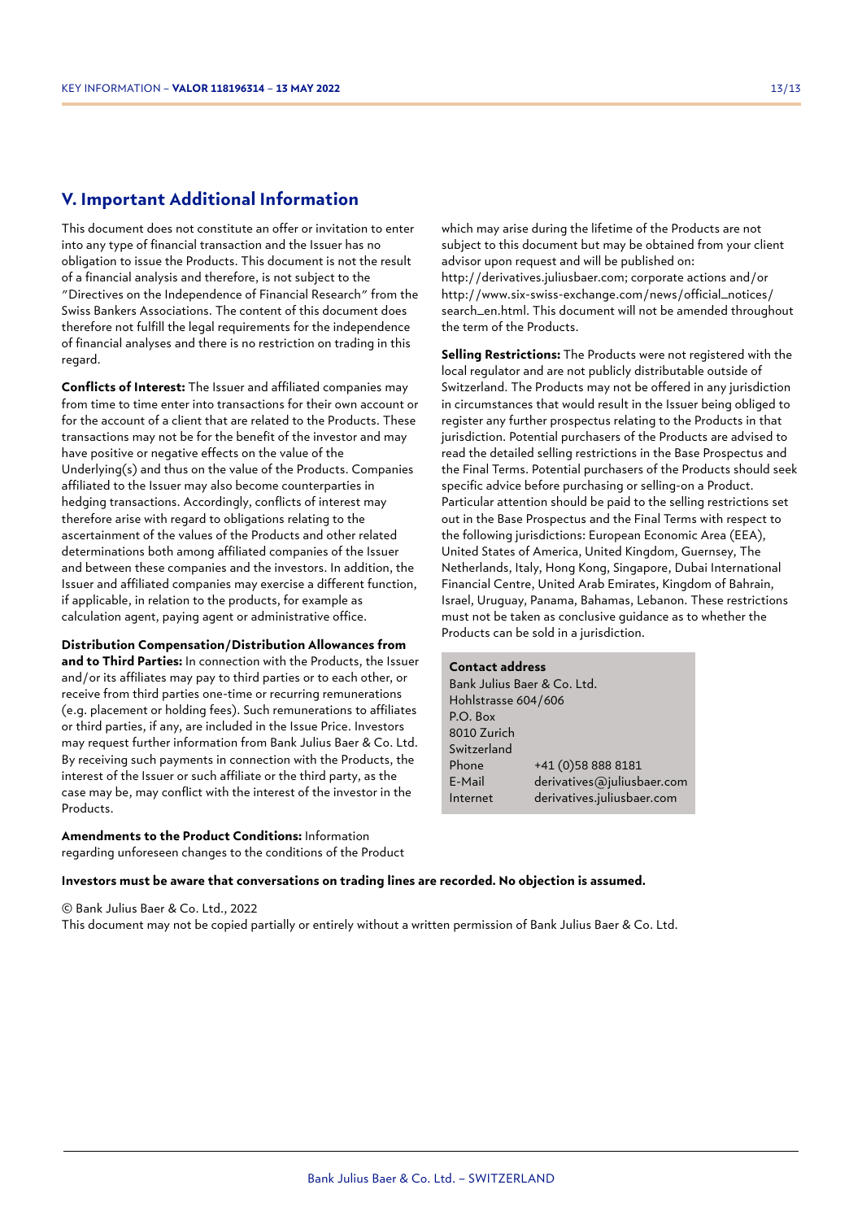## V. Important Additional Information

This document does not constitute an offer or invitation to enter into any type of financial transaction and the Issuer has no obligation to issue the Products. This document is not the result of a financial analysis and therefore, is not subject to the "Directives on the Independence of Financial Research" from the Swiss Bankers Associations. The content of this document does therefore not fulfill the legal requirements for the independence of financial analyses and there is no restriction on trading in this regard.

**Conflicts of Interest:** The Issuer and affiliated companies may from time to time enter into transactions for their own account or for the account of a client that are related to the Products. These transactions may not be for the benefit of the investor and may have positive or negative effects on the value of the Underlying(s) and thus on the value of the Products. Companies affiliated to the Issuer may also become counterparties in hedging transactions. Accordingly, conflicts of interest may therefore arise with regard to obligations relating to the ascertainment of the values of the Products and other related determinations both among affiliated companies of the Issuer and between these companies and the investors. In addition, the Issuer and affiliated companies may exercise a different function, if applicable, in relation to the products, for example as calculation agent, paying agent or administrative office.

**Distribution Compensation/Distribution Allowances from and to Third Parties:** In connection with the Products, the Issuer and/or its affiliates may pay to third parties or to each other, or receive from third parties one-time or recurring remunerations (e.g. placement or holding fees). Such remunerations to affiliates or third parties, if any, are included in the Issue Price. Investors may request further information from Bank Julius Baer & Co. Ltd. By receiving such payments in connection with the Products, the interest of the Issuer or such affiliate or the third party, as the case may be, may conflict with the interest of the investor in the Products.

**Amendments to the Product Conditions:** Information regarding unforeseen changes to the conditions of the Product which may arise during the lifetime of the Products are not subject to this document but may be obtained from your client advisor upon request and will be published on: http://derivatives.juliusbaer.com; corporate actions and/or http://www.six-swiss-exchange.com/news/official_notices/search_en.html. This document will not be amended throughout the term of the Products.

**Selling Restrictions:** The Products were not registered with the local regulator and are not publicly distributable outside of Switzerland. The Products may not be offered in any jurisdiction in circumstances that would result in the Issuer being obliged to register any further prospectus relating to the Products in that jurisdiction. Potential purchasers of the Products are advised to read the detailed selling restrictions in the Base Prospectus and the Final Terms. Potential purchasers of the Products should seek specific advice before purchasing or selling-on a Product. Particular attention should be paid to the selling restrictions set out in the Base Prospectus and the Final Terms with respect to the following jurisdictions: European Economic Area (EEA), United States of America, United Kingdom, Guernsey, The Netherlands, Italy, Hong Kong, Singapore, Dubai International Financial Centre, United Arab Emirates, Kingdom of Bahrain, Israel, Uruguay, Panama, Bahamas, Lebanon. These restrictions must not be taken as conclusive guidance as to whether the Products can be sold in a jurisdiction.

**Contact address**
Bank Julius Baer & Co. Ltd.
Hohlstrasse 604/606
P.O. Box
8010 Zurich
Switzerland

| | |
|---|---|
| Phone | +41 (0)58 888 8181 |
| E-Mail | derivatives@juliusbaer.com |
| Internet | derivatives.juliusbaer.com |

**Investors must be aware that conversations on trading lines are recorded. No objection is assumed.**

© Bank Julius Baer & Co. Ltd., 2022
This document may not be copied partially or entirely without a written permission of Bank Julius Baer & Co. Ltd.